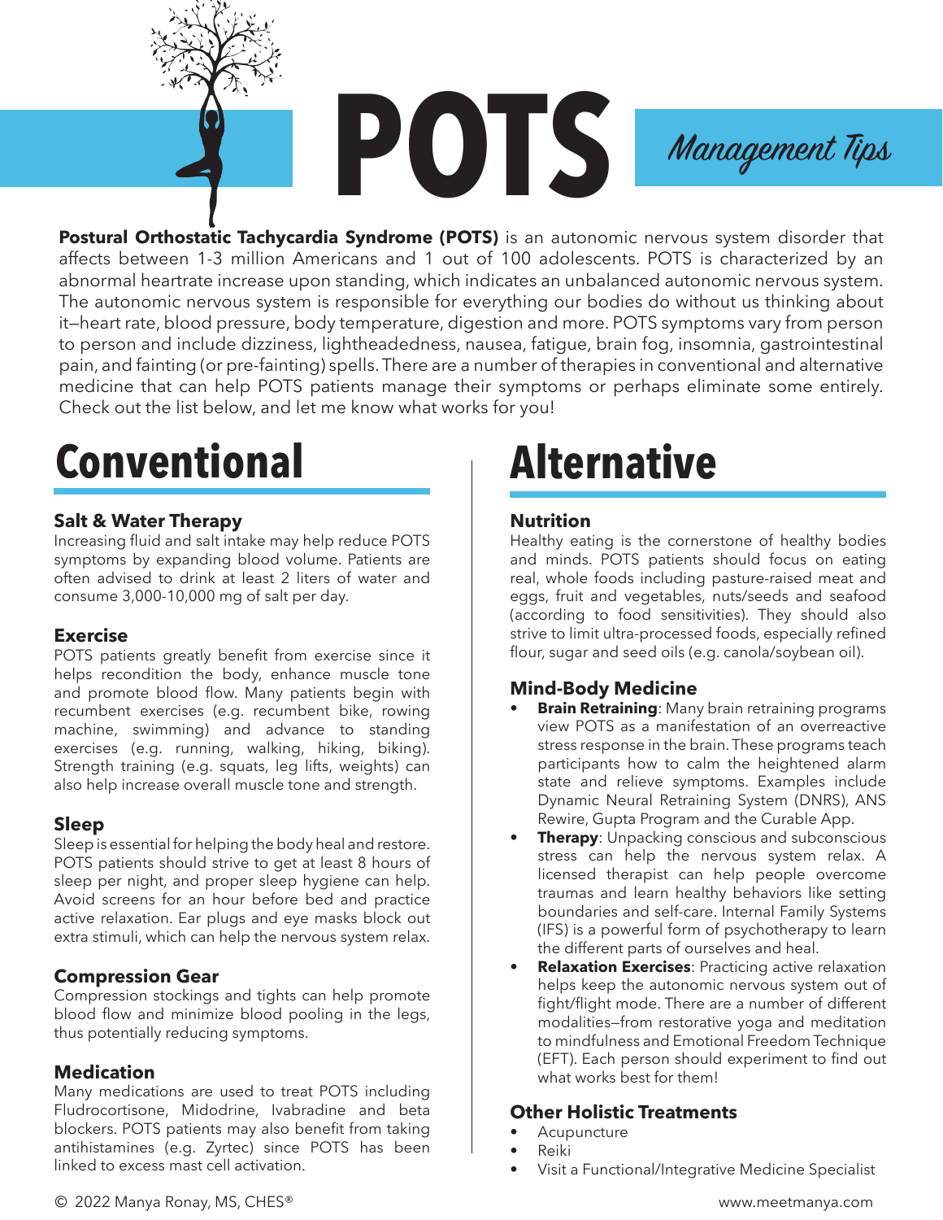# POTS

*Management Tips*

**Postural Orthostatic Tachycardia Syndrome (POTS)** is an autonomic nervous system disorder that affects between 1-3 million Americans and 1 out of 100 adolescents. POTS is characterized by an abnormal heartrate increase upon standing, which indicates an unbalanced autonomic nervous system. The autonomic nervous system is responsible for everything our bodies do without us thinking about it—heart rate, blood pressure, body temperature, digestion and more. POTS symptoms vary from person to person and include dizziness, lightheadedness, nausea, fatigue, brain fog, insomnia, gastrointestinal pain, and fainting (or pre-fainting) spells. There are a number of therapies in conventional and alternative medicine that can help POTS patients manage their symptoms or perhaps eliminate some entirely. Check out the list below, and let me know what works for you!

## Conventional

### Salt & Water Therapy

Increasing fluid and salt intake may help reduce POTS symptoms by expanding blood volume. Patients are often advised to drink at least 2 liters of water and consume 3,000-10,000 mg of salt per day.

### Exercise

POTS patients greatly benefit from exercise since it helps recondition the body, enhance muscle tone and promote blood flow. Many patients begin with recumbent exercises (e.g. recumbent bike, rowing machine, swimming) and advance to standing exercises (e.g. running, walking, hiking, biking). Strength training (e.g. squats, leg lifts, weights) can also help increase overall muscle tone and strength.

### Sleep

Sleep is essential for helping the body heal and restore. POTS patients should strive to get at least 8 hours of sleep per night, and proper sleep hygiene can help. Avoid screens for an hour before bed and practice active relaxation. Ear plugs and eye masks block out extra stimuli, which can help the nervous system relax.

### Compression Gear

Compression stockings and tights can help promote blood flow and minimize blood pooling in the legs, thus potentially reducing symptoms.

### Medication

Many medications are used to treat POTS including Fludrocortisone, Midodrine, Ivabradine and beta blockers. POTS patients may also benefit from taking antihistamines (e.g. Zyrtec) since POTS has been linked to excess mast cell activation.

## Alternative

### Nutrition

Healthy eating is the cornerstone of healthy bodies and minds. POTS patients should focus on eating real, whole foods including pasture-raised meat and eggs, fruit and vegetables, nuts/seeds and seafood (according to food sensitivities). They should also strive to limit ultra-processed foods, especially refined flour, sugar and seed oils (e.g. canola/soybean oil).

### Mind-Body Medicine

- **Brain Retraining**: Many brain retraining programs view POTS as a manifestation of an overreactive stress response in the brain. These programs teach participants how to calm the heightened alarm state and relieve symptoms. Examples include Dynamic Neural Retraining System (DNRS), ANS Rewire, Gupta Program and the Curable App.
- **Therapy**: Unpacking conscious and subconscious stress can help the nervous system relax. A licensed therapist can help people overcome traumas and learn healthy behaviors like setting boundaries and self-care. Internal Family Systems (IFS) is a powerful form of psychotherapy to learn the different parts of ourselves and heal.
- **Relaxation Exercises**: Practicing active relaxation helps keep the autonomic nervous system out of fight/flight mode. There are a number of different modalities—from restorative yoga and meditation to mindfulness and Emotional Freedom Technique (EFT). Each person should experiment to find out what works best for them!

### Other Holistic Treatments

- Acupuncture
- Reiki
- Visit a Functional/Integrative Medicine Specialist

© 2022 Manya Ronay, MS, CHES®

www.meetmanya.com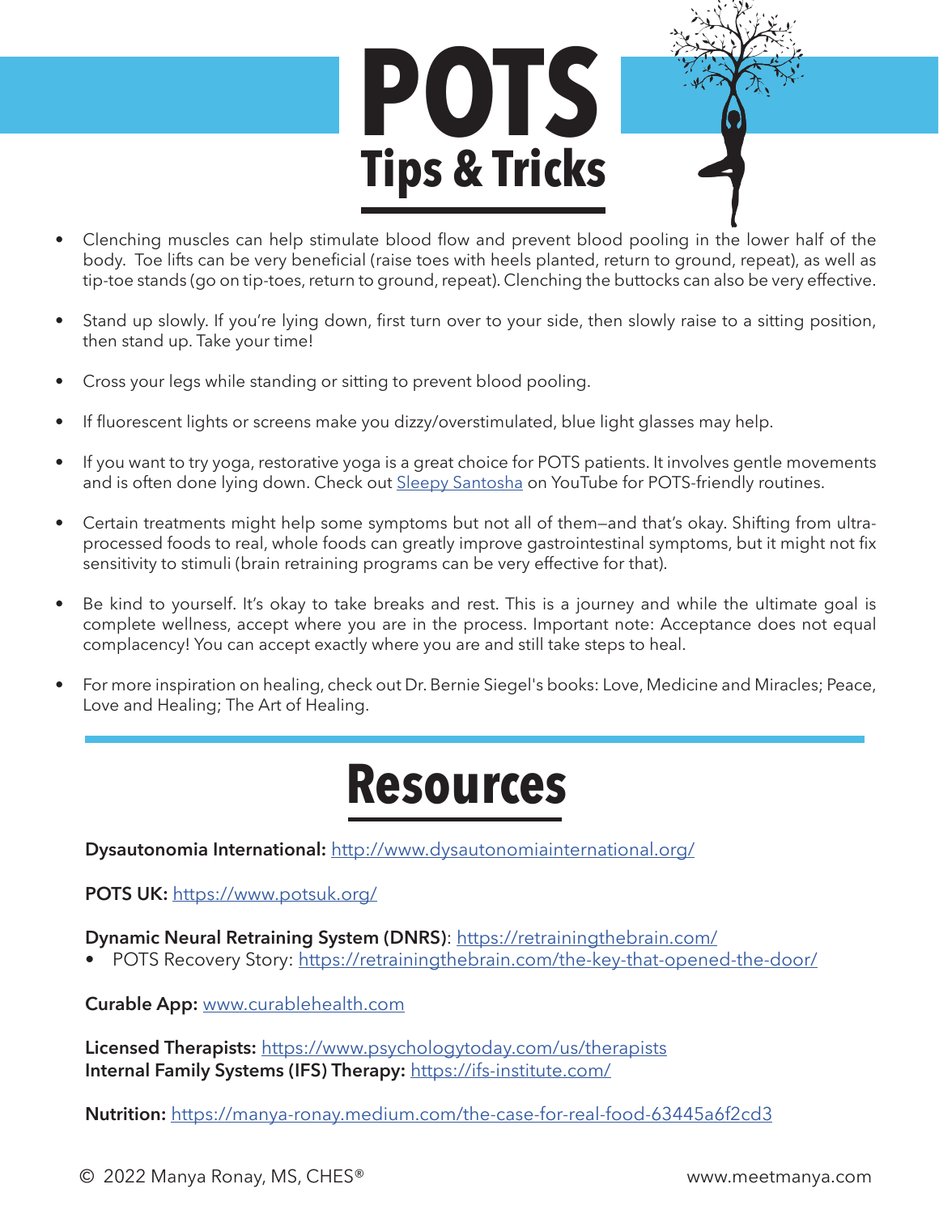# POTS

## Tips & Tricks

- Clenching muscles can help stimulate blood flow and prevent blood pooling in the lower half of the body. Toe lifts can be very beneficial (raise toes with heels planted, return to ground, repeat), as well as tip-toe stands (go on tip-toes, return to ground, repeat). Clenching the buttocks can also be very effective.
- Stand up slowly. If you're lying down, first turn over to your side, then slowly raise to a sitting position, then stand up. Take your time!
- Cross your legs while standing or sitting to prevent blood pooling.
- If fluorescent lights or screens make you dizzy/overstimulated, blue light glasses may help.
- If you want to try yoga, restorative yoga is a great choice for POTS patients. It involves gentle movements and is often done lying down. Check out Sleepy Santosha on YouTube for POTS-friendly routines.
- Certain treatments might help some symptoms but not all of them—and that's okay. Shifting from ultra-processed foods to real, whole foods can greatly improve gastrointestinal symptoms, but it might not fix sensitivity to stimuli (brain retraining programs can be very effective for that).
- Be kind to yourself. It's okay to take breaks and rest. This is a journey and while the ultimate goal is complete wellness, accept where you are in the process. Important note: Acceptance does not equal complacency! You can accept exactly where you are and still take steps to heal.
- For more inspiration on healing, check out Dr. Bernie Siegel's books: Love, Medicine and Miracles; Peace, Love and Healing; The Art of Healing.

# Resources

**Dysautonomia International:** http://www.dysautonomiainternational.org/

**POTS UK:** https://www.potsuk.org/

**Dynamic Neural Retraining System (DNRS)**: https://retrainingthebrain.com/
- POTS Recovery Story: https://retrainingthebrain.com/the-key-that-opened-the-door/

**Curable App:** www.curablehealth.com

**Licensed Therapists:** https://www.psychologytoday.com/us/therapists
**Internal Family Systems (IFS) Therapy:** https://ifs-institute.com/

**Nutrition:** https://manya-ronay.medium.com/the-case-for-real-food-63445a6f2cd3

© 2022 Manya Ronay, MS, CHES® www.meetmanya.com